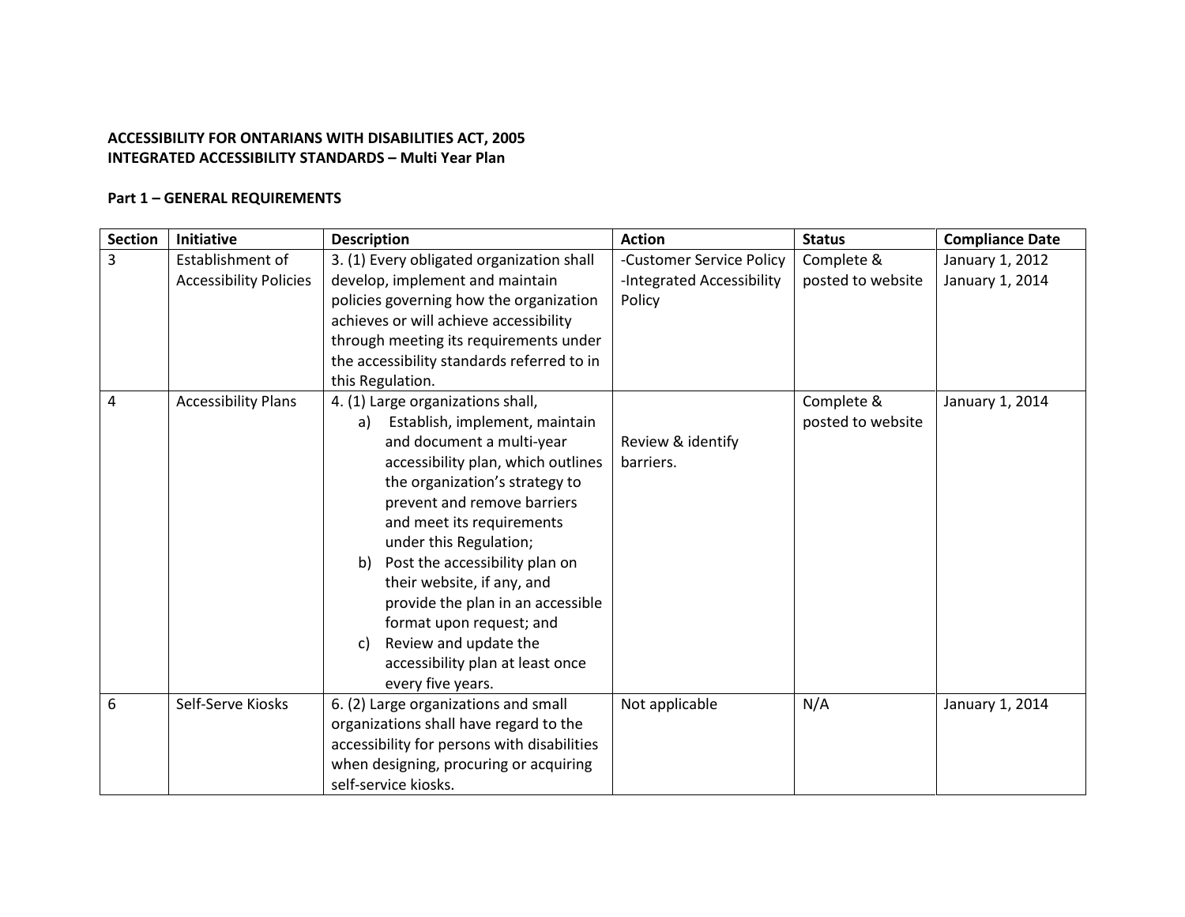**ACCESSIBILITY FOR ONTARIANS WITH DISABILITIES ACT, 2005**
**INTEGRATED ACCESSIBILITY STANDARDS – Multi Year Plan**

**Part 1 – GENERAL REQUIREMENTS**

| Section | Initiative | Description | Action | Status | Compliance Date |
|---|---|---|---|---|---|
| 3 | Establishment of Accessibility Policies | 3. (1) Every obligated organization shall develop, implement and maintain policies governing how the organization achieves or will achieve accessibility through meeting its requirements under the accessibility standards referred to in this Regulation. | -Customer Service Policy<br>-Integrated Accessibility Policy | Complete & posted to website | January 1, 2012<br>January 1, 2014 |
| 4 | Accessibility Plans | 4. (1) Large organizations shall,<br>a) Establish, implement, maintain and document a multi-year accessibility plan, which outlines the organization's strategy to prevent and remove barriers and meet its requirements under this Regulation;<br>b) Post the accessibility plan on their website, if any, and provide the plan in an accessible format upon request; and<br>c) Review and update the accessibility plan at least once every five years. | Review & identify barriers. | Complete & posted to website | January 1, 2014 |
| 6 | Self-Serve Kiosks | 6. (2) Large organizations and small organizations shall have regard to the accessibility for persons with disabilities when designing, procuring or acquiring self-service kiosks. | Not applicable | N/A | January 1, 2014 |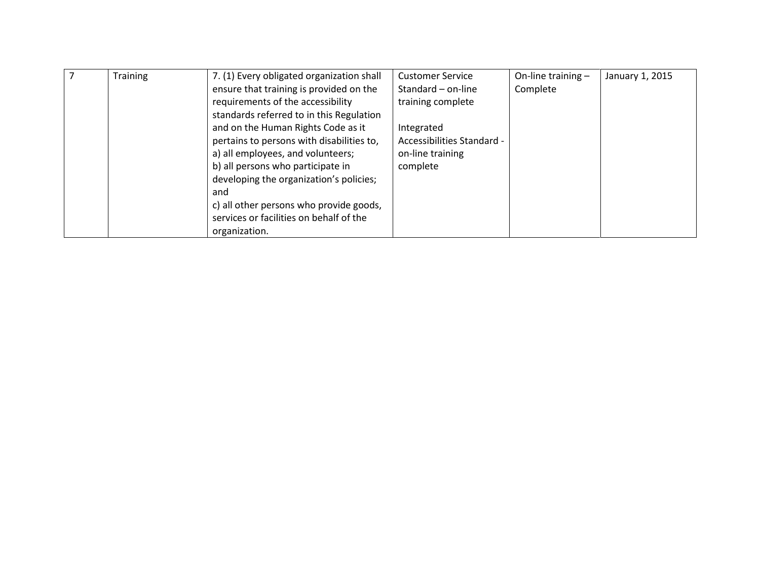| 7 | Training | 7. (1) Every obligated organization shall ensure that training is provided on the requirements of the accessibility standards referred to in this Regulation and on the Human Rights Code as it pertains to persons with disabilities to,<br>a) all employees, and volunteers;<br>b) all persons who participate in developing the organization’s policies; and<br>c) all other persons who provide goods, services or facilities on behalf of the organization. | Customer Service Standard – on-line training complete<br><br>Integrated Accessibilities Standard - on-line training complete | On-line training – Complete | January 1, 2015 |
|---|---|---|---|---|---|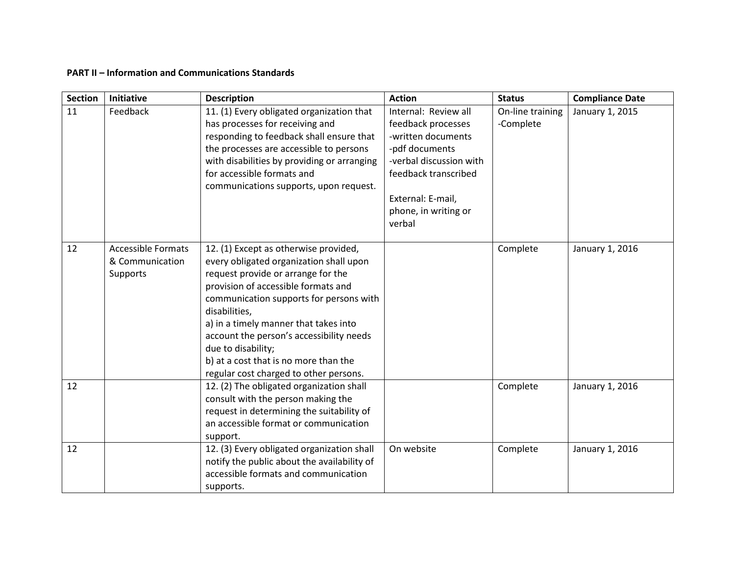**PART II – Information and Communications Standards**

| Section | Initiative | Description | Action | Status | Compliance Date |
|---|---|---|---|---|---|
| 11 | Feedback | 11. (1) Every obligated organization that has processes for receiving and responding to feedback shall ensure that the processes are accessible to persons with disabilities by providing or arranging for accessible formats and communications supports, upon request. | Internal: Review all feedback processes<br>-written documents<br>-pdf documents<br>-verbal discussion with feedback transcribed<br><br>External: E-mail, phone, in writing or verbal | On-line training -Complete | January 1, 2015 |
| 12 | Accessible Formats & Communication Supports | 12. (1) Except as otherwise provided, every obligated organization shall upon request provide or arrange for the provision of accessible formats and communication supports for persons with disabilities,<br>a) in a timely manner that takes into account the person's accessibility needs due to disability;<br>b) at a cost that is no more than the regular cost charged to other persons. | | Complete | January 1, 2016 |
| 12 | | 12. (2) The obligated organization shall consult with the person making the request in determining the suitability of an accessible format or communication support. | | Complete | January 1, 2016 |
| 12 | | 12. (3) Every obligated organization shall notify the public about the availability of accessible formats and communication supports. | On website | Complete | January 1, 2016 |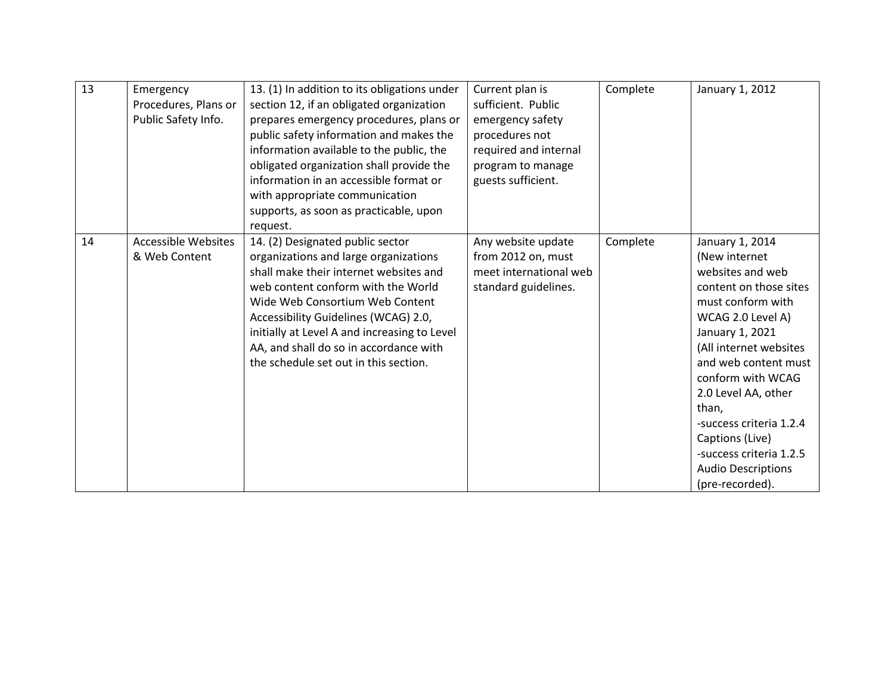| 13 | Emergency Procedures, Plans or Public Safety Info. | 13. (1) In addition to its obligations under section 12, if an obligated organization prepares emergency procedures, plans or public safety information and makes the information available to the public, the obligated organization shall provide the information in an accessible format or with appropriate communication supports, as soon as practicable, upon request. | Current plan is sufficient. Public emergency safety procedures not required and internal program to manage guests sufficient. | Complete | January 1, 2012 |
|---|---|---|---|---|---|
| 14 | Accessible Websites & Web Content | 14. (2) Designated public sector organizations and large organizations shall make their internet websites and web content conform with the World Wide Web Consortium Web Content Accessibility Guidelines (WCAG) 2.0, initially at Level A and increasing to Level AA, and shall do so in accordance with the schedule set out in this section. | Any website update from 2012 on, must meet international web standard guidelines. | Complete | January 1, 2014 (New internet websites and web content on those sites must conform with WCAG 2.0 Level A) January 1, 2021 (All internet websites and web content must conform with WCAG 2.0 Level AA, other than, -success criteria 1.2.4 Captions (Live) -success criteria 1.2.5 Audio Descriptions (pre-recorded). |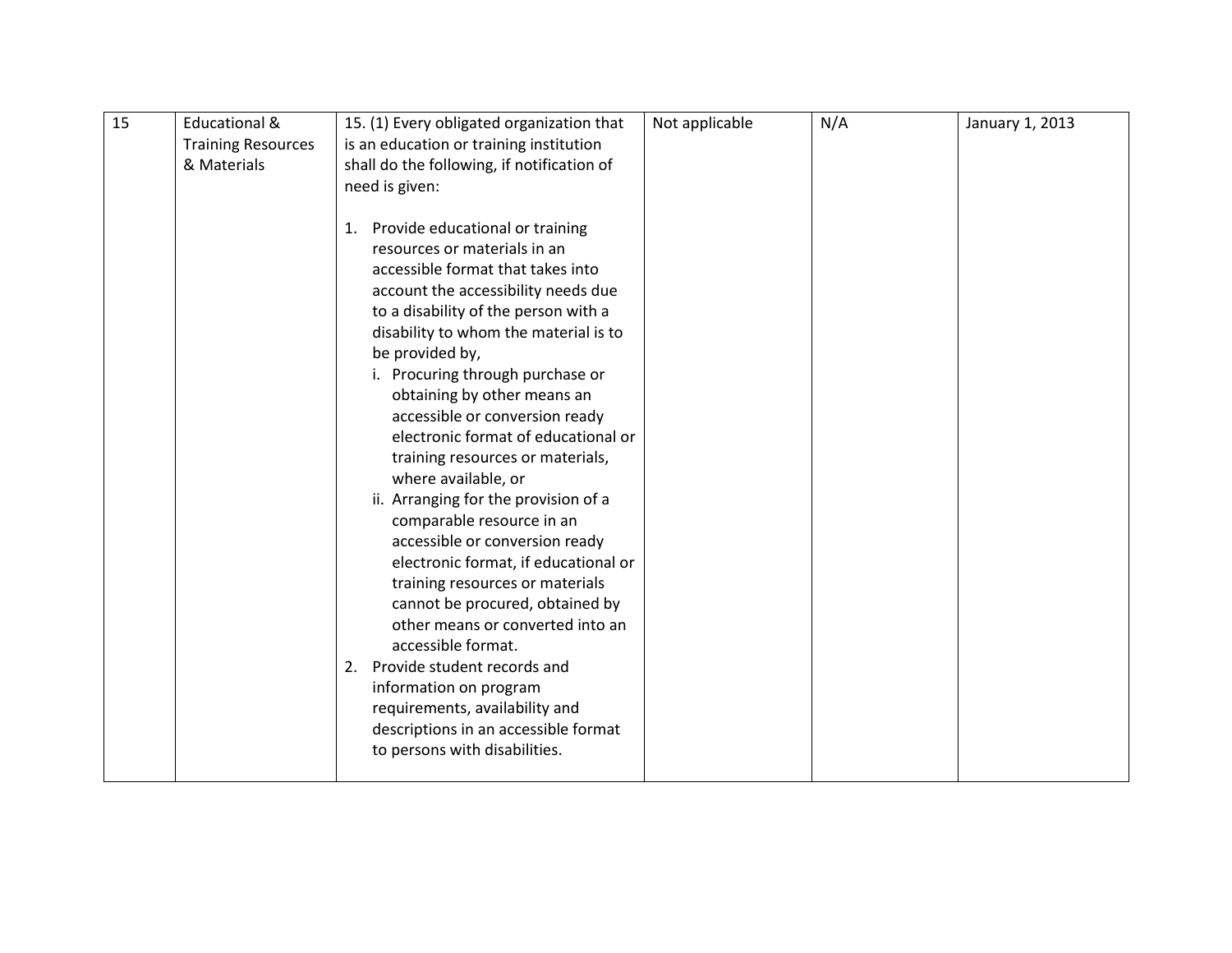| 15 | Educational & Training Resources & Materials | 15. (1) Every obligated organization that is an education or training institution shall do the following, if notification of need is given:<br><br>1. Provide educational or training resources or materials in an accessible format that takes into account the accessibility needs due to a disability of the person with a disability to whom the material is to be provided by,<br>i. Procuring through purchase or obtaining by other means an accessible or conversion ready electronic format of educational or training resources or materials, where available, or<br>ii. Arranging for the provision of a comparable resource in an accessible or conversion ready electronic format, if educational or training resources or materials cannot be procured, obtained by other means or converted into an accessible format.<br>2. Provide student records and information on program requirements, availability and descriptions in an accessible format to persons with disabilities. | Not applicable | N/A | January 1, 2013 |
|---|---|---|---|---|---|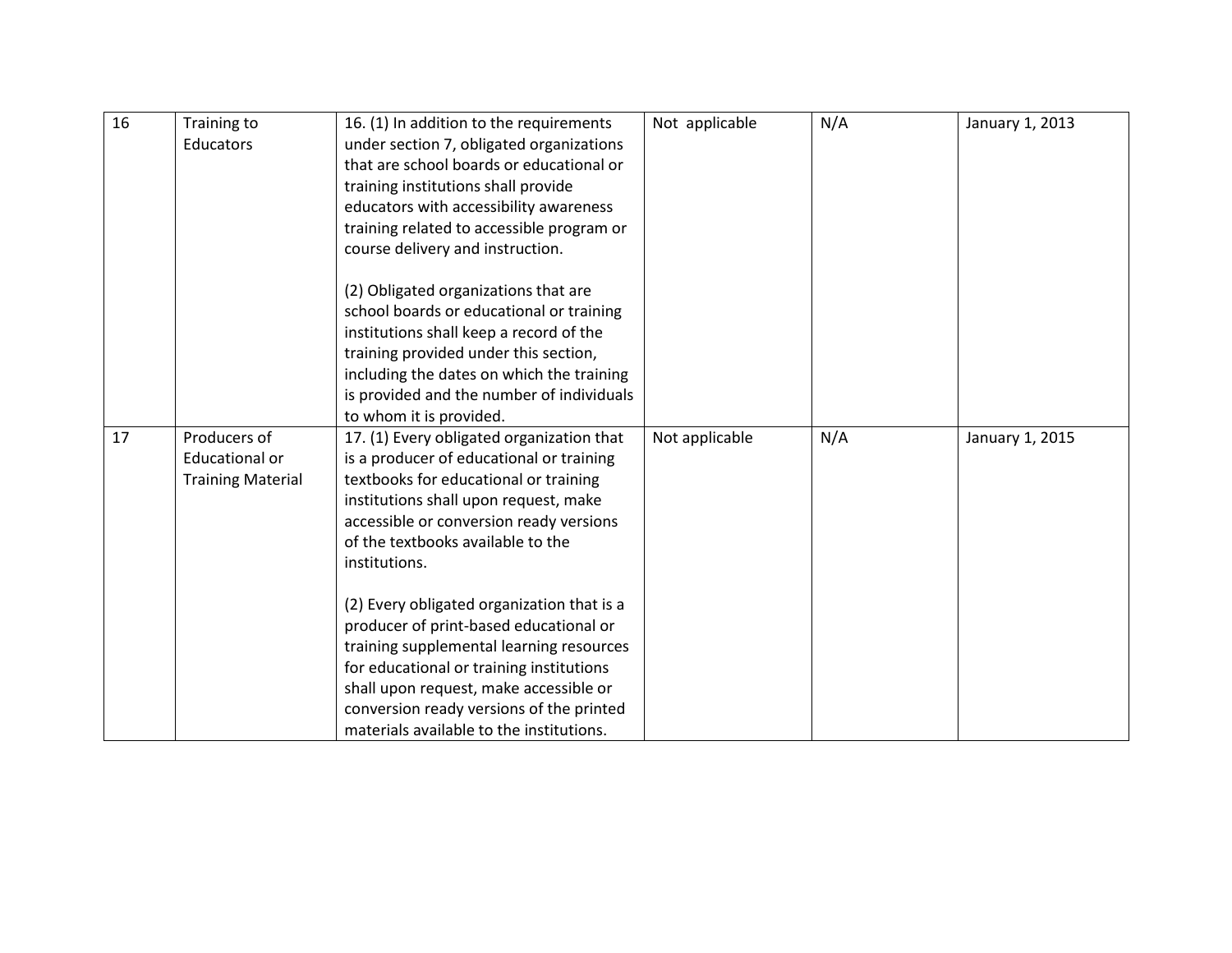| | | | | | |
|---|---|---|---|---|---|
| 16 | Training to Educators | 16. (1) In addition to the requirements under section 7, obligated organizations that are school boards or educational or training institutions shall provide educators with accessibility awareness training related to accessible program or course delivery and instruction.<br><br>(2) Obligated organizations that are school boards or educational or training institutions shall keep a record of the training provided under this section, including the dates on which the training is provided and the number of individuals to whom it is provided. | Not applicable | N/A | January 1, 2013 |
| 17 | Producers of Educational or Training Material | 17. (1) Every obligated organization that is a producer of educational or training textbooks for educational or training institutions shall upon request, make accessible or conversion ready versions of the textbooks available to the institutions.<br><br>(2) Every obligated organization that is a producer of print-based educational or training supplemental learning resources for educational or training institutions shall upon request, make accessible or conversion ready versions of the printed materials available to the institutions. | Not applicable | N/A | January 1, 2015 |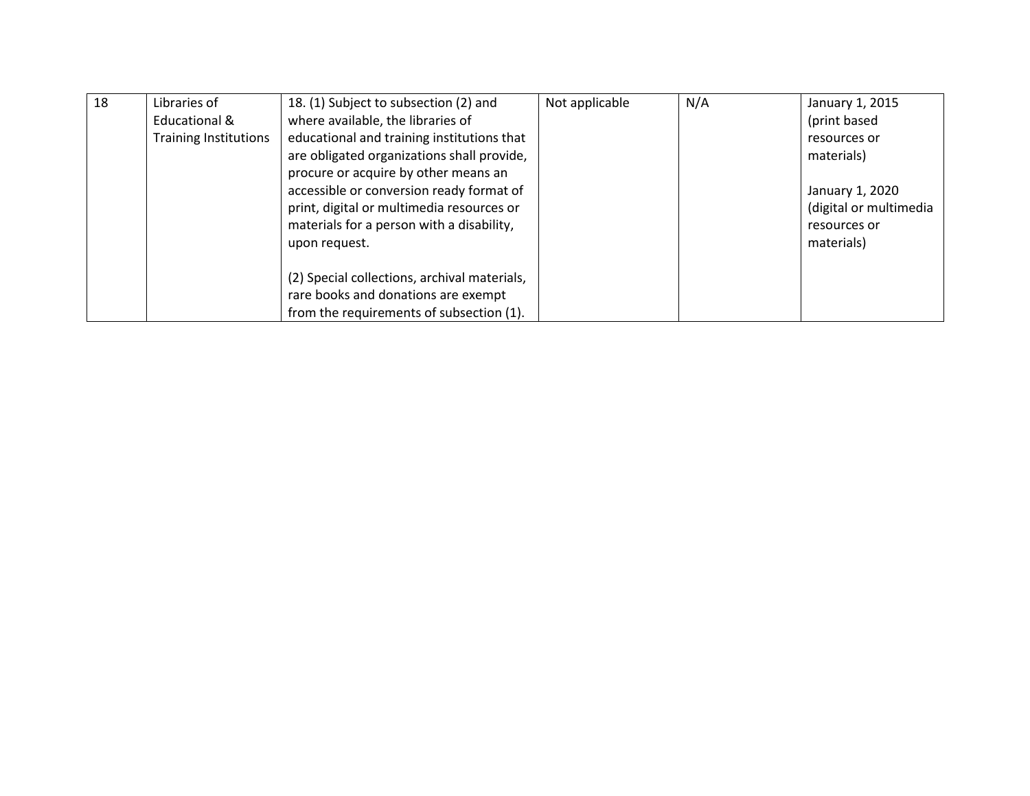| 18 | Libraries of Educational & Training Institutions | 18. (1) Subject to subsection (2) and where available, the libraries of educational and training institutions that are obligated organizations shall provide, procure or acquire by other means an accessible or conversion ready format of print, digital or multimedia resources or materials for a person with a disability, upon request.<br><br>(2) Special collections, archival materials, rare books and donations are exempt from the requirements of subsection (1). | Not applicable | N/A | January 1, 2015 (print based resources or materials)<br><br>January 1, 2020 (digital or multimedia resources or materials) |
|---|---|---|---|---|---|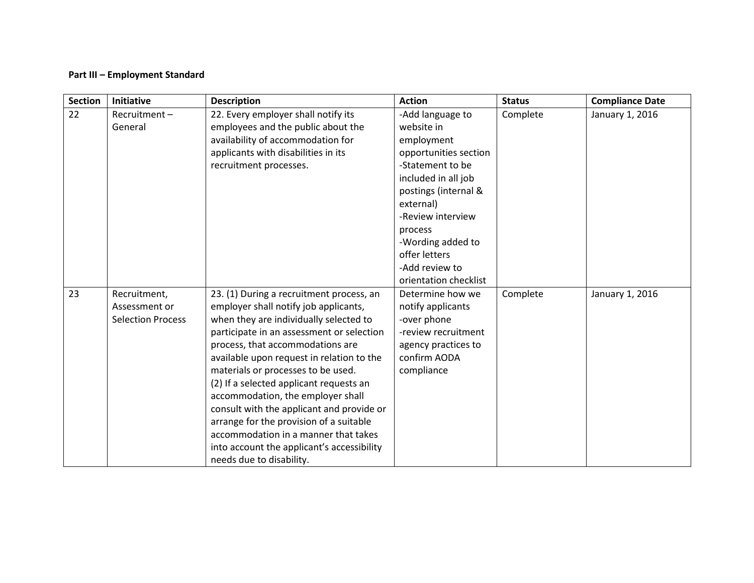**Part III – Employment Standard**

| Section | Initiative | Description | Action | Status | Compliance Date |
|---|---|---|---|---|---|
| 22 | Recruitment – General | 22. Every employer shall notify its employees and the public about the availability of accommodation for applicants with disabilities in its recruitment processes. | -Add language to website in employment opportunities section<br>-Statement to be included in all job postings (internal & external)<br>-Review interview process<br>-Wording added to offer letters<br>-Add review to orientation checklist | Complete | January 1, 2016 |
| 23 | Recruitment, Assessment or Selection Process | 23. (1) During a recruitment process, an employer shall notify job applicants, when they are individually selected to participate in an assessment or selection process, that accommodations are available upon request in relation to the materials or processes to be used.<br>(2) If a selected applicant requests an accommodation, the employer shall consult with the applicant and provide or arrange for the provision of a suitable accommodation in a manner that takes into account the applicant's accessibility needs due to disability. | Determine how we notify applicants<br>-over phone<br>-review recruitment agency practices to confirm AODA compliance | Complete | January 1, 2016 |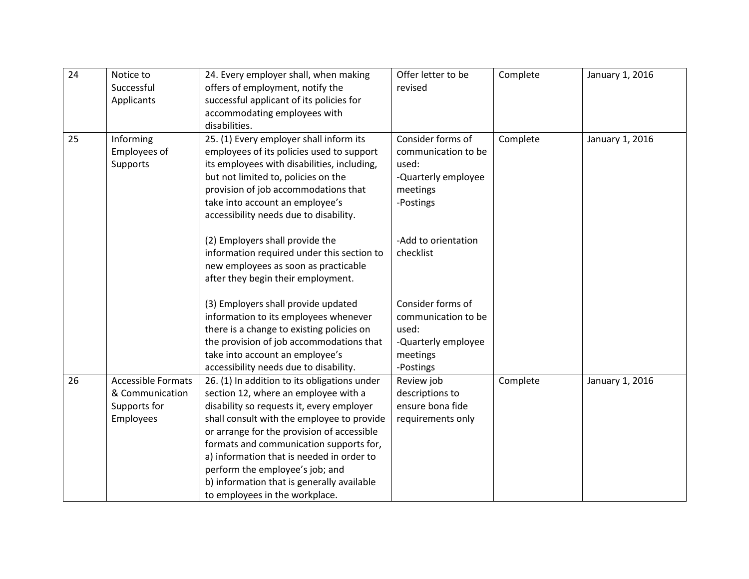| | | | | | |
|---|---|---|---|---|---|
| 24 | Notice to Successful Applicants | 24. Every employer shall, when making offers of employment, notify the successful applicant of its policies for accommodating employees with disabilities. | Offer letter to be revised | Complete | January 1, 2016 |
| 25 | Informing Employees of Supports | 25. (1) Every employer shall inform its employees of its policies used to support its employees with disabilities, including, but not limited to, policies on the provision of job accommodations that take into account an employee's accessibility needs due to disability.<br><br>(2) Employers shall provide the information required under this section to new employees as soon as practicable after they begin their employment.<br><br>(3) Employers shall provide updated information to its employees whenever there is a change to existing policies on the provision of job accommodations that take into account an employee's accessibility needs due to disability. | Consider forms of communication to be used:<br>-Quarterly employee meetings<br>-Postings<br><br>-Add to orientation checklist<br><br>Consider forms of communication to be used:<br>-Quarterly employee meetings<br>-Postings | Complete | January 1, 2016 |
| 26 | Accessible Formats & Communication Supports for Employees | 26. (1) In addition to its obligations under section 12, where an employee with a disability so requests it, every employer shall consult with the employee to provide or arrange for the provision of accessible formats and communication supports for,<br>a) information that is needed in order to perform the employee's job; and<br>b) information that is generally available to employees in the workplace. | Review job descriptions to ensure bona fide requirements only | Complete | January 1, 2016 |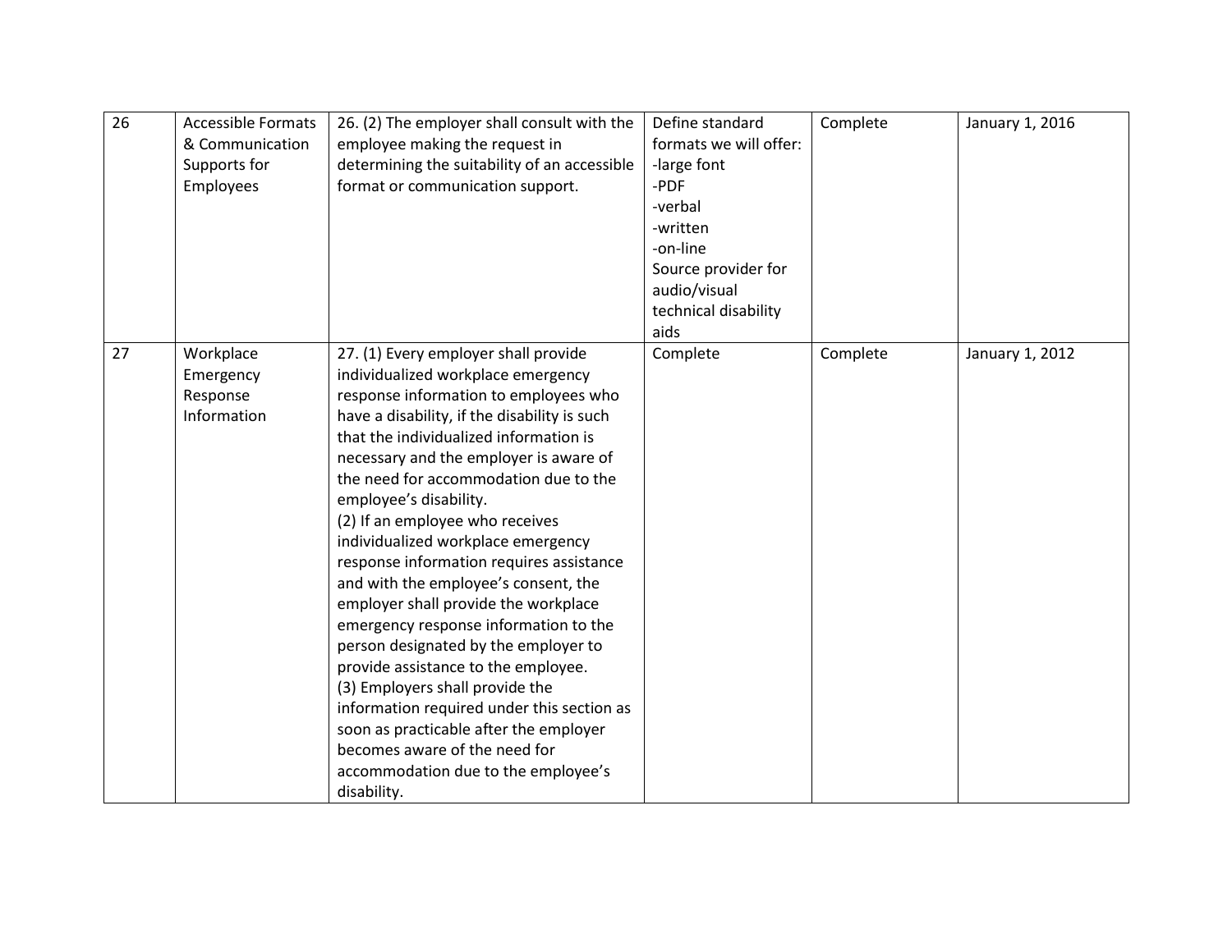| 26 | Accessible Formats & Communication Supports for Employees | 26. (2) The employer shall consult with the employee making the request in determining the suitability of an accessible format or communication support. | Define standard formats we will offer:<br>-large font<br>-PDF<br>-verbal<br>-written<br>-on-line<br>Source provider for audio/visual technical disability aids | Complete | January 1, 2016 |
|---|---|---|---|---|---|
| 27 | Workplace Emergency Response Information | 27. (1) Every employer shall provide individualized workplace emergency response information to employees who have a disability, if the disability is such that the individualized information is necessary and the employer is aware of the need for accommodation due to the employee's disability.<br>(2) If an employee who receives individualized workplace emergency response information requires assistance and with the employee's consent, the employer shall provide the workplace emergency response information to the person designated by the employer to provide assistance to the employee.<br>(3) Employers shall provide the information required under this section as soon as practicable after the employer becomes aware of the need for accommodation due to the employee's disability. | Complete | Complete | January 1, 2012 |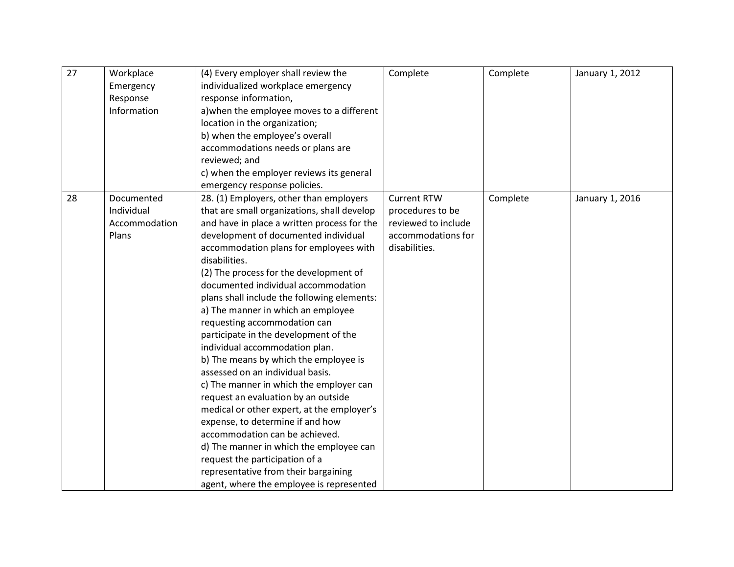| 27 | Workplace Emergency Response Information | (4) Every employer shall review the individualized workplace emergency response information,<br>a)when the employee moves to a different location in the organization;<br>b) when the employee's overall accommodations needs or plans are reviewed; and<br>c) when the employer reviews its general emergency response policies. | Complete | Complete | January 1, 2012 |
|---|---|---|---|---|---|
| 28 | Documented Individual Accommodation Plans | 28. (1) Employers, other than employers that are small organizations, shall develop and have in place a written process for the development of documented individual accommodation plans for employees with disabilities.<br>(2) The process for the development of documented individual accommodation plans shall include the following elements:<br>a) The manner in which an employee requesting accommodation can participate in the development of the individual accommodation plan.<br>b) The means by which the employee is assessed on an individual basis.<br>c) The manner in which the employer can request an evaluation by an outside medical or other expert, at the employer's expense, to determine if and how accommodation can be achieved.<br>d) The manner in which the employee can request the participation of a representative from their bargaining agent, where the employee is represented | Current RTW procedures to be reviewed to include accommodations for disabilities. | Complete | January 1, 2016 |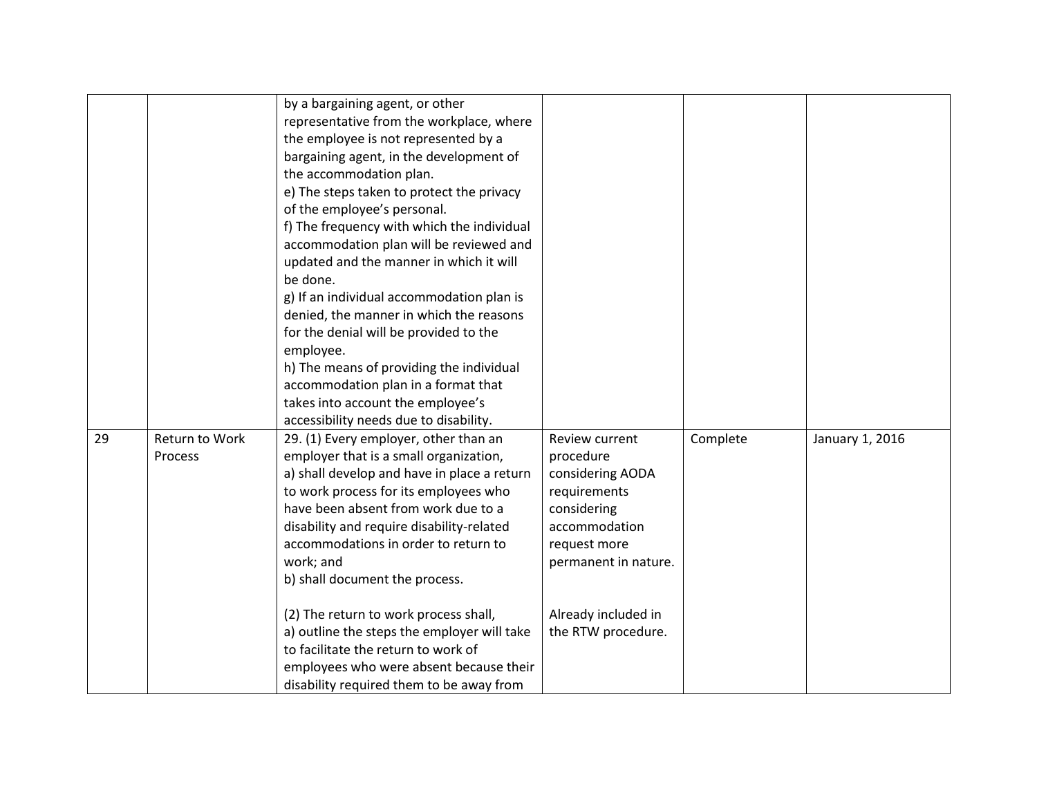| | | | | | |
|---|---|---|---|---|---|
| | | by a bargaining agent, or other representative from the workplace, where the employee is not represented by a bargaining agent, in the development of the accommodation plan.<br>e) The steps taken to protect the privacy of the employee's personal.<br>f) The frequency with which the individual accommodation plan will be reviewed and updated and the manner in which it will be done.<br>g) If an individual accommodation plan is denied, the manner in which the reasons for the denial will be provided to the employee.<br>h) The means of providing the individual accommodation plan in a format that takes into account the employee's accessibility needs due to disability. | | | |
| 29 | Return to Work Process | 29. (1) Every employer, other than an employer that is a small organization,<br>a) shall develop and have in place a return to work process for its employees who have been absent from work due to a disability and require disability-related accommodations in order to return to work; and<br>b) shall document the process.<br><br>(2) The return to work process shall,<br>a) outline the steps the employer will take to facilitate the return to work of employees who were absent because their disability required them to be away from | Review current procedure considering AODA requirements considering accommodation request more permanent in nature.<br><br>Already included in the RTW procedure. | Complete | January 1, 2016 |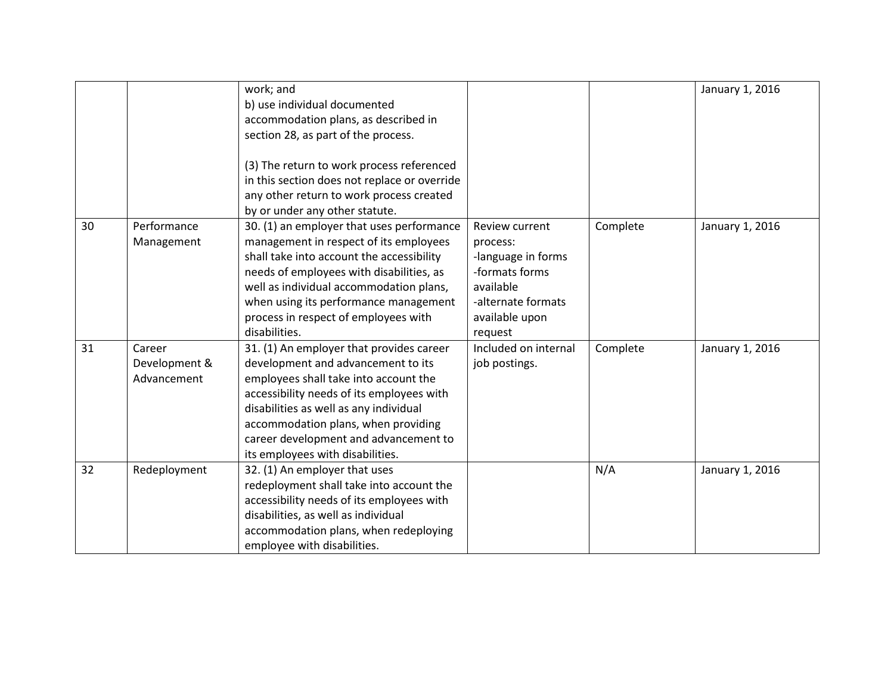| | | | | | |
|---|---|---|---|---|---|
| | | work; and<br>b) use individual documented accommodation plans, as described in section 28, as part of the process.<br><br>(3) The return to work process referenced in this section does not replace or override any other return to work process created by or under any other statute. | | | January 1, 2016 |
| 30 | Performance Management | 30. (1) an employer that uses performance management in respect of its employees shall take into account the accessibility needs of employees with disabilities, as well as individual accommodation plans, when using its performance management process in respect of employees with disabilities. | Review current process:<br>-language in forms<br>-formats forms available<br>-alternate formats available upon request | Complete | January 1, 2016 |
| 31 | Career Development & Advancement | 31. (1) An employer that provides career development and advancement to its employees shall take into account the accessibility needs of its employees with disabilities as well as any individual accommodation plans, when providing career development and advancement to its employees with disabilities. | Included on internal job postings. | Complete | January 1, 2016 |
| 32 | Redeployment | 32. (1) An employer that uses redeployment shall take into account the accessibility needs of its employees with disabilities, as well as individual accommodation plans, when redeploying employee with disabilities. | | N/A | January 1, 2016 |